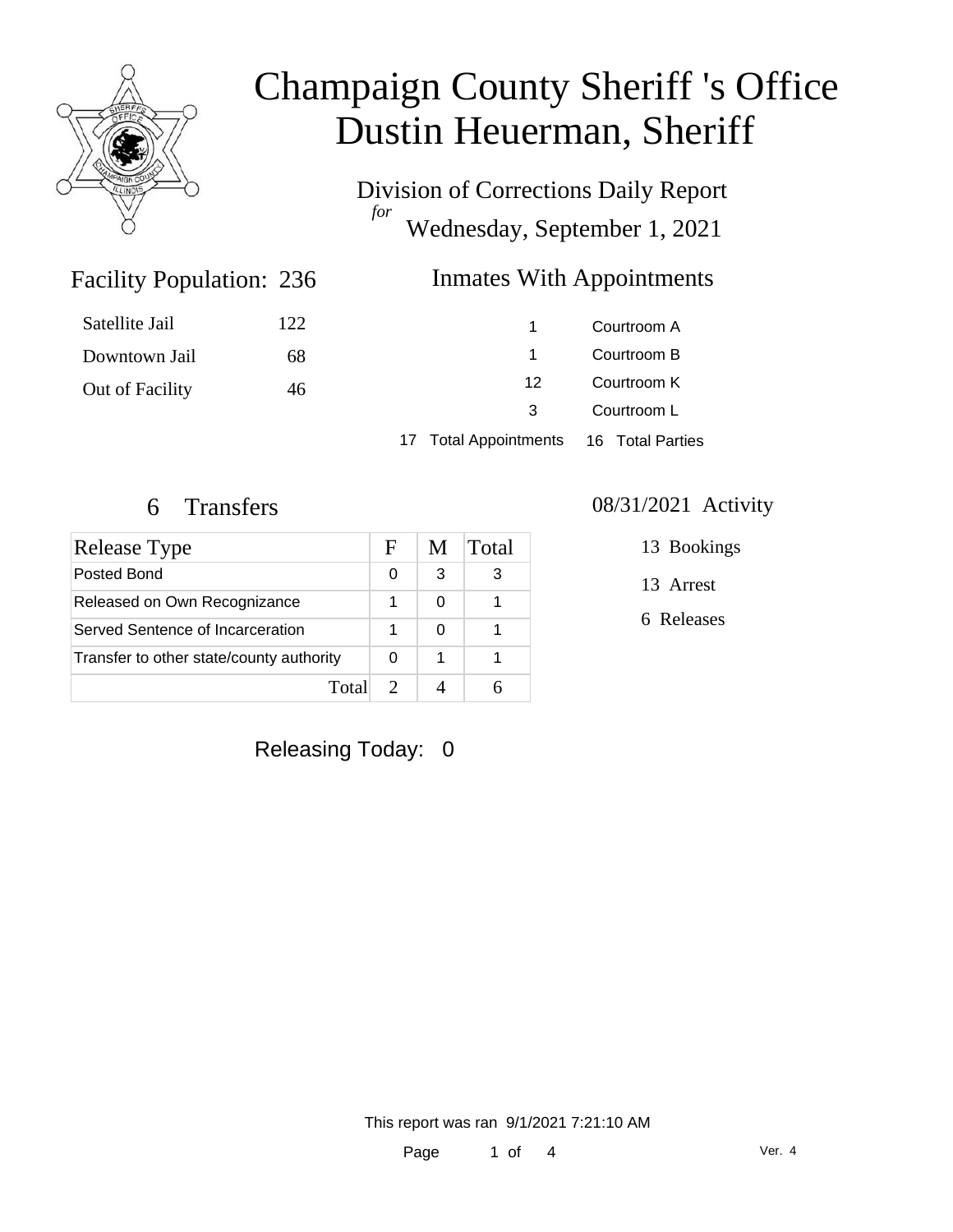# Champaign County Sheriff 's Office
# Dustin Heuerman, Sheriff

Division of Corrections Daily Report
*for*
Wednesday, September 1, 2021

## Facility Population: 236

| | |
|---|---|
| Satellite Jail | 122 |
| Downtown Jail | 68 |
| Out of Facility | 46 |

## Inmates With Appointments

| | |
|---|---|
| 1 | Courtroom A |
| 1 | Courtroom B |
| 12 | Courtroom K |
| 3 | Courtroom L |
| 17 Total Appointments | 16 Total Parties |

## 6 Transfers

| Release Type | F | M | Total |
|---|---|---|---|
| Posted Bond | 0 | 3 | 3 |
| Released on Own Recognizance | 1 | 0 | 1 |
| Served Sentence of Incarceration | 1 | 0 | 1 |
| Transfer to other state/county authority | 0 | 1 | 1 |
| Total | 2 | 4 | 6 |

## 08/31/2021 Activity

13 Bookings

13 Arrest

6 Releases

Releasing Today: 0

This report was ran 9/1/2021 7:21:10 AM

Ver. 4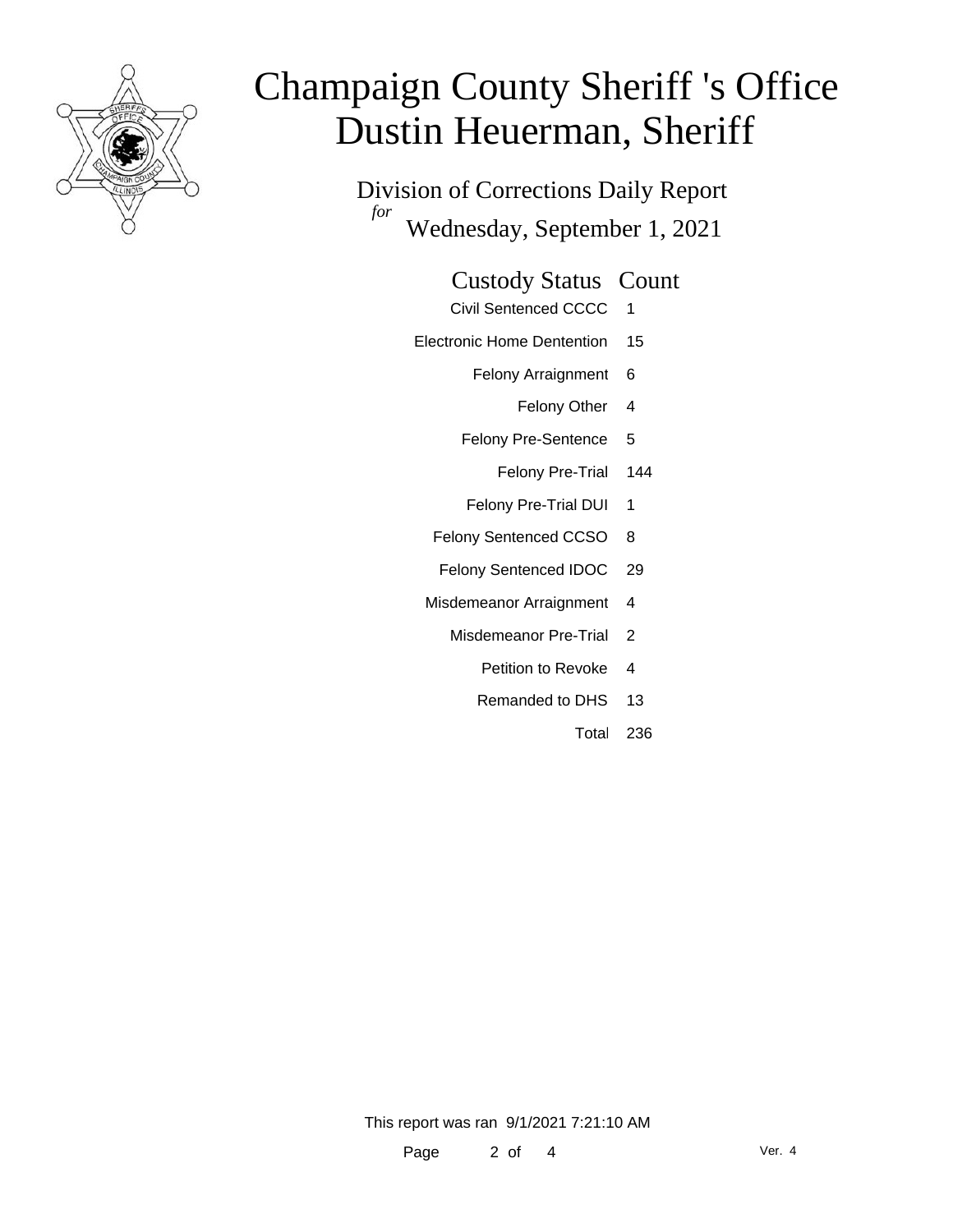# Champaign County Sheriff 's Office
# Dustin Heuerman, Sheriff

Division of Corrections Daily Report

*for* Wednesday, September 1, 2021

| Custody Status | Count |
|---|---|
| Civil Sentenced CCCC | 1 |
| Electronic Home Dentention | 15 |
| Felony Arraignment | 6 |
| Felony Other | 4 |
| Felony Pre-Sentence | 5 |
| Felony Pre-Trial | 144 |
| Felony Pre-Trial DUI | 1 |
| Felony Sentenced CCSO | 8 |
| Felony Sentenced IDOC | 29 |
| Misdemeanor Arraignment | 4 |
| Misdemeanor Pre-Trial | 2 |
| Petition to Revoke | 4 |
| Remanded to DHS | 13 |
| Total | 236 |

This report was ran 9/1/2021 7:21:10 AM

Ver. 4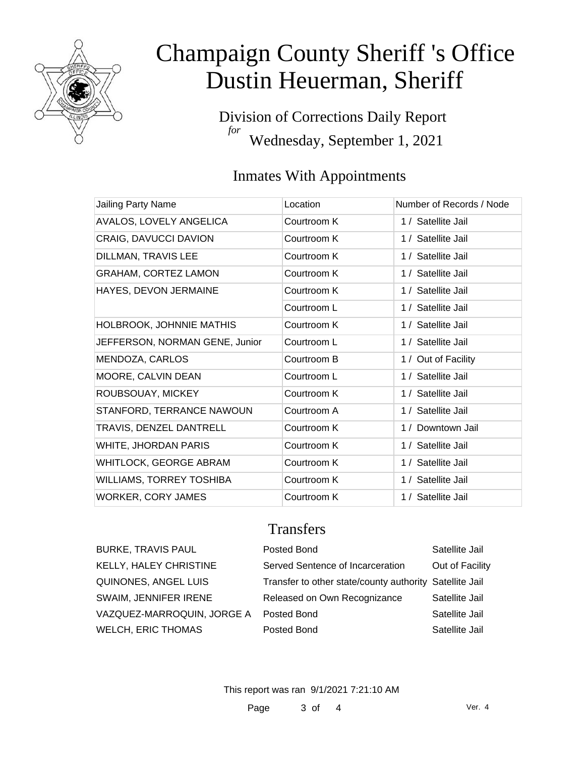# Champaign County Sheriff 's Office
# Dustin Heuerman, Sheriff

Division of Corrections Daily Report
*for*
Wednesday, September 1, 2021

## Inmates With Appointments

| Jailing Party Name | Location | Number of Records / Node |
|---|---|---|
| AVALOS, LOVELY ANGELICA | Courtroom K | 1 / Satellite Jail |
| CRAIG, DAVUCCI DAVION | Courtroom K | 1 / Satellite Jail |
| DILLMAN, TRAVIS LEE | Courtroom K | 1 / Satellite Jail |
| GRAHAM, CORTEZ LAMON | Courtroom K | 1 / Satellite Jail |
| HAYES, DEVON JERMAINE | Courtroom K | 1 / Satellite Jail |
| | Courtroom L | 1 / Satellite Jail |
| HOLBROOK, JOHNNIE MATHIS | Courtroom K | 1 / Satellite Jail |
| JEFFERSON, NORMAN GENE, Junior | Courtroom L | 1 / Satellite Jail |
| MENDOZA, CARLOS | Courtroom B | 1 / Out of Facility |
| MOORE, CALVIN DEAN | Courtroom L | 1 / Satellite Jail |
| ROUBSOUAY, MICKEY | Courtroom K | 1 / Satellite Jail |
| STANFORD, TERRANCE NAWOUN | Courtroom A | 1 / Satellite Jail |
| TRAVIS, DENZEL DANTRELL | Courtroom K | 1 / Downtown Jail |
| WHITE, JHORDAN PARIS | Courtroom K | 1 / Satellite Jail |
| WHITLOCK, GEORGE ABRAM | Courtroom K | 1 / Satellite Jail |
| WILLIAMS, TORREY TOSHIBA | Courtroom K | 1 / Satellite Jail |
| WORKER, CORY JAMES | Courtroom K | 1 / Satellite Jail |

## Transfers

| | | |
|---|---|---|
| BURKE, TRAVIS PAUL | Posted Bond | Satellite Jail |
| KELLY, HALEY CHRISTINE | Served Sentence of Incarceration | Out of Facility |
| QUINONES, ANGEL LUIS | Transfer to other state/county authority | Satellite Jail |
| SWAIM, JENNIFER IRENE | Released on Own Recognizance | Satellite Jail |
| VAZQUEZ-MARROQUIN, JORGE A | Posted Bond | Satellite Jail |
| WELCH, ERIC THOMAS | Posted Bond | Satellite Jail |

This report was ran 9/1/2021 7:21:10 AM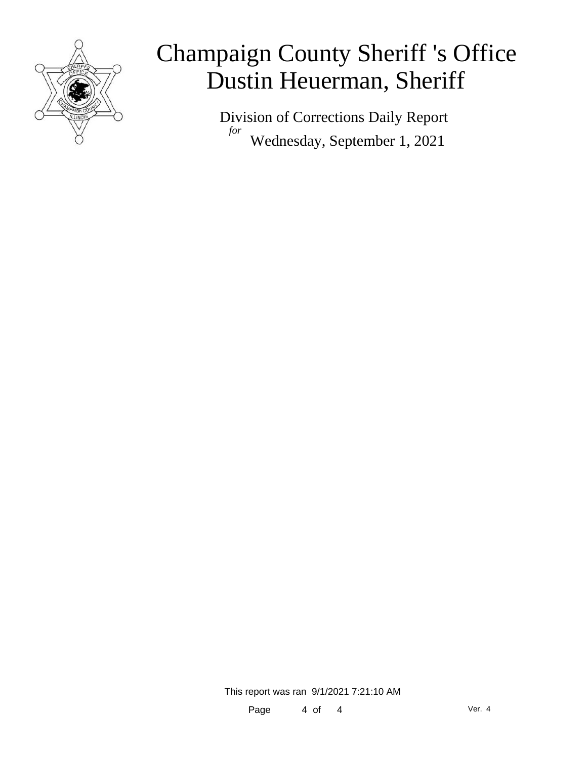# Champaign County Sheriff 's Office
# Dustin Heuerman, Sheriff

Division of Corrections Daily Report

*for* Wednesday, September 1, 2021

This report was ran 9/1/2021 7:21:10 AM

Ver. 4